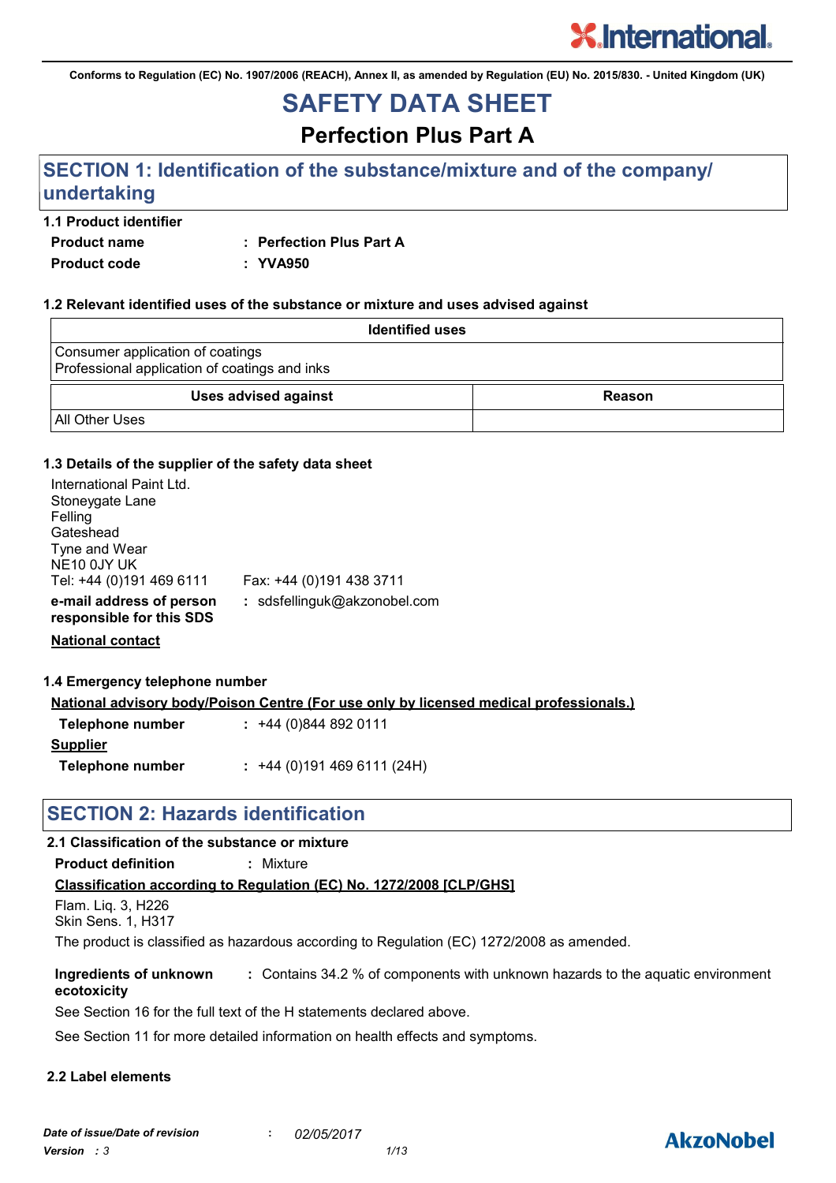Conforms to Regulation (EC) No. 1907/2006 (REACH), Annex II, as amended by Regulation (EU) No. 2015/830. - United Kingdom (UK)

# SAFETY DATA SHEET

## Perfection Plus Part A

## SECTION 1: Identification of the substance/mixture and of the company/ undertaking

### 1.1 Product identifier

**Product name** : **Perfection Plus Part A**

**Product code** : **YVA950**

### 1.2 Relevant identified uses of the substance or mixture and uses advised against

| Identified uses |
|---|
| Consumer application of coatings<br>Professional application of coatings and inks |

| Uses advised against | Reason |
|---|---|
| All Other Uses | |

### 1.3 Details of the supplier of the safety data sheet

International Paint Ltd.
Stoneygate Lane
Felling
Gateshead
Tyne and Wear
NE10 0JY UK
Tel: +44 (0)191 469 6111 Fax: +44 (0)191 438 3711

**e-mail address of person responsible for this SDS** : sdsfellinguk@akzonobel.com

**National contact**

### 1.4 Emergency telephone number

**National advisory body/Poison Centre (For use only by licensed medical professionals.)**

**Telephone number** : +44 (0)844 892 0111

**Supplier**

**Telephone number** : +44 (0)191 469 6111 (24H)

## SECTION 2: Hazards identification

### 2.1 Classification of the substance or mixture

**Product definition** : Mixture

**Classification according to Regulation (EC) No. 1272/2008 [CLP/GHS]**

Flam. Liq. 3, H226
Skin Sens. 1, H317

The product is classified as hazardous according to Regulation (EC) 1272/2008 as amended.

**Ingredients of unknown ecotoxicity** : Contains 34.2 % of components with unknown hazards to the aquatic environment

See Section 16 for the full text of the H statements declared above.

See Section 11 for more detailed information on health effects and symptoms.

### 2.2 Label elements

*Date of issue/Date of revision* : *02/05/2017*
*Version* : *3*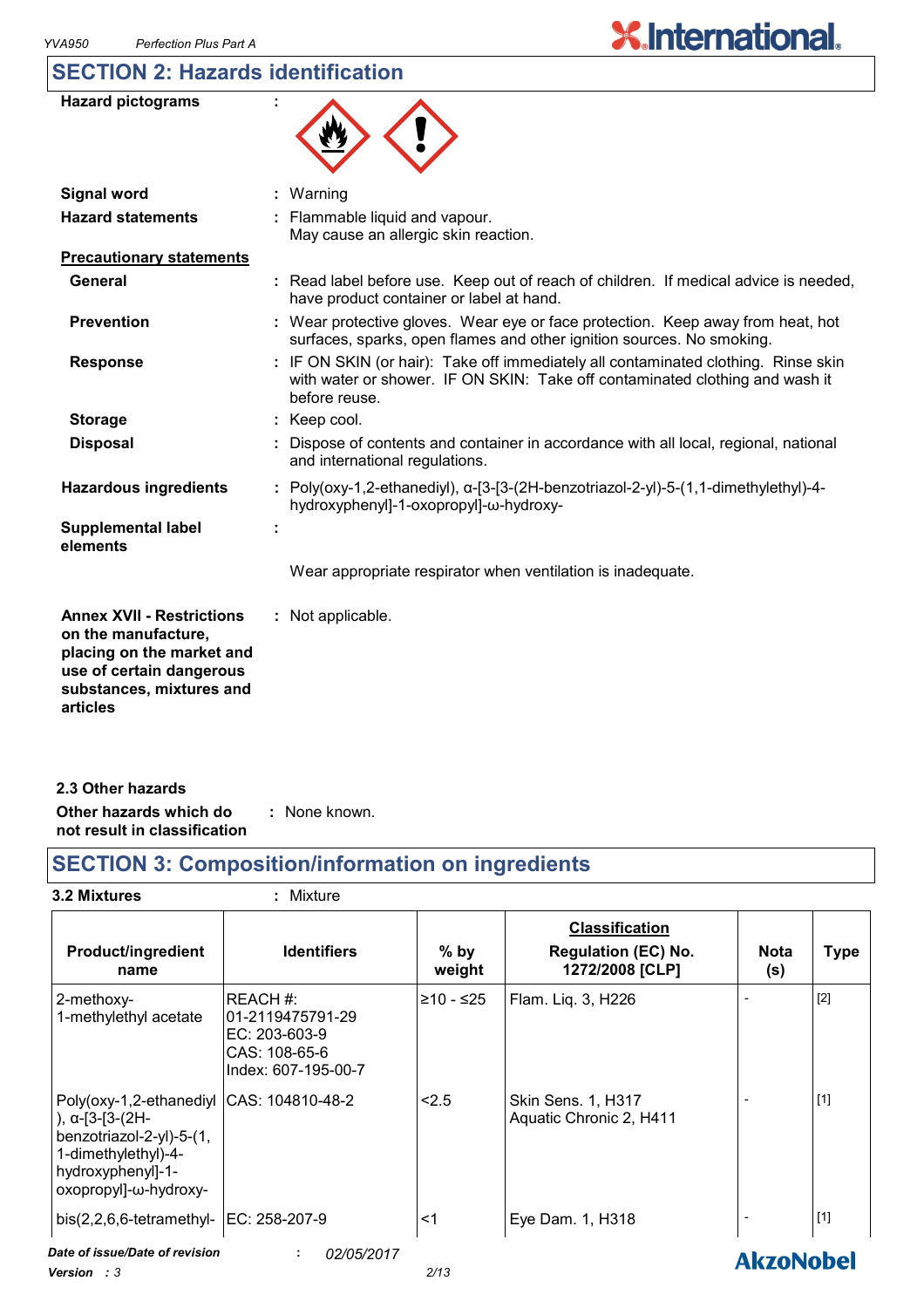## SECTION 2: Hazards identification

| | |
|---|---|
| **Hazard pictograms** | : |
| **Signal word** | : Warning |
| **Hazard statements** | : Flammable liquid and vapour. May cause an allergic skin reaction. |

**Precautionary statements**

| | |
|---|---|
| **General** | : Read label before use. Keep out of reach of children. If medical advice is needed, have product container or label at hand. |
| **Prevention** | : Wear protective gloves. Wear eye or face protection. Keep away from heat, hot surfaces, sparks, open flames and other ignition sources. No smoking. |
| **Response** | : IF ON SKIN (or hair): Take off immediately all contaminated clothing. Rinse skin with water or shower. IF ON SKIN: Take off contaminated clothing and wash it before reuse. |
| **Storage** | : Keep cool. |
| **Disposal** | : Dispose of contents and container in accordance with all local, regional, national and international regulations. |
| **Hazardous ingredients** | : Poly(oxy-1,2-ethanediyl), α-[3-[3-(2H-benzotriazol-2-yl)-5-(1,1-dimethylethyl)-4-hydroxyphenyl]-1-oxopropyl]-ω-hydroxy- |
| **Supplemental label elements** | : Wear appropriate respirator when ventilation is inadequate. |
| **Annex XVII - Restrictions on the manufacture, placing on the market and use of certain dangerous substances, mixtures and articles** | : Not applicable. |

### 2.3 Other hazards

**Other hazards which do not result in classification** : None known.

## SECTION 3: Composition/information on ingredients

**3.2 Mixtures** : Mixture

| Product/ingredient name | Identifiers | % by weight | Classification Regulation (EC) No. 1272/2008 [CLP] | Nota (s) | Type |
|---|---|---|---|---|---|
| 2-methoxy-1-methylethyl acetate | REACH #: 01-2119475791-29<br>EC: 203-603-9<br>CAS: 108-65-6<br>Index: 607-195-00-7 | ≥10 - ≤25 | Flam. Liq. 3, H226 | - | [2] |
| Poly(oxy-1,2-ethanediyl), α-[3-[3-(2H-benzotriazol-2-yl)-5-(1,1-dimethylethyl)-4-hydroxyphenyl]-1-oxopropyl]-ω-hydroxy- | CAS: 104810-48-2 | <2.5 | Skin Sens. 1, H317<br>Aquatic Chronic 2, H411 | - | [1] |
| bis(2,2,6,6-tetramethyl- | EC: 258-207-9 | <1 | Eye Dam. 1, H318 | - | [1] |

*Date of issue/Date of revision* : *02/05/2017*

*Version : 3*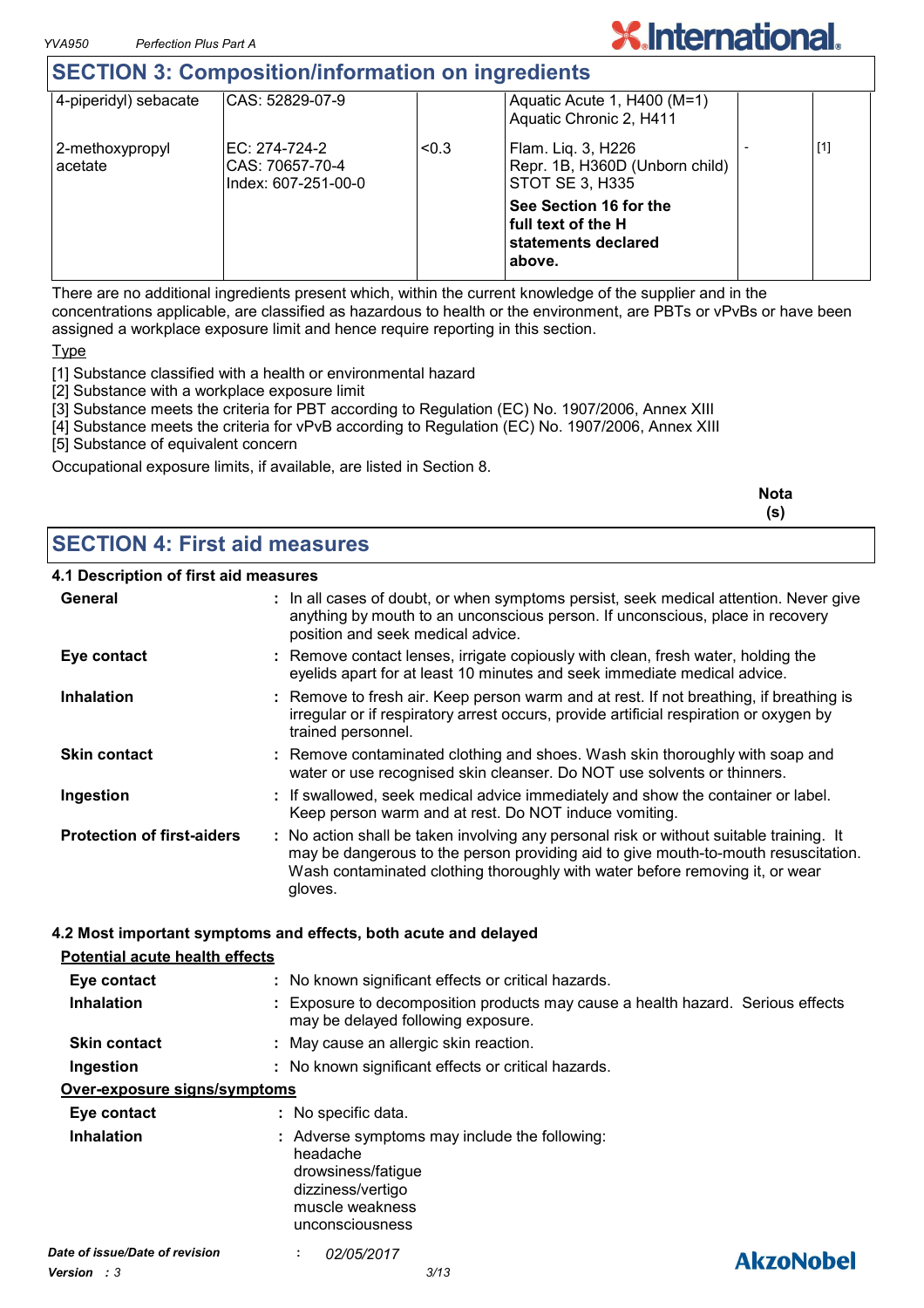## SECTION 3: Composition/information on ingredients

| | | | | | |
|---|---|---|---|---|---|
| 4-piperidyl) sebacate | CAS: 52829-07-9 | | Aquatic Acute 1, H400 (M=1)<br>Aquatic Chronic 2, H411 | | |
| 2-methoxypropyl acetate | EC: 274-724-2<br>CAS: 70657-70-4<br>Index: 607-251-00-0 | <0.3 | Flam. Liq. 3, H226<br>Repr. 1B, H360D (Unborn child)<br>STOT SE 3, H335<br>**See Section 16 for the full text of the H statements declared above.** | - | [1] |

There are no additional ingredients present which, within the current knowledge of the supplier and in the concentrations applicable, are classified as hazardous to health or the environment, are PBTs or vPvBs or have been assigned a workplace exposure limit and hence require reporting in this section.

Type

[1] Substance classified with a health or environmental hazard
[2] Substance with a workplace exposure limit
[3] Substance meets the criteria for PBT according to Regulation (EC) No. 1907/2006, Annex XIII
[4] Substance meets the criteria for vPvB according to Regulation (EC) No. 1907/2006, Annex XIII
[5] Substance of equivalent concern

Occupational exposure limits, if available, are listed in Section 8.

**Nota (s)**

## SECTION 4: First aid measures

### 4.1 Description of first aid measures

**General** : In all cases of doubt, or when symptoms persist, seek medical attention. Never give anything by mouth to an unconscious person. If unconscious, place in recovery position and seek medical advice.

**Eye contact** : Remove contact lenses, irrigate copiously with clean, fresh water, holding the eyelids apart for at least 10 minutes and seek immediate medical advice.

**Inhalation** : Remove to fresh air. Keep person warm and at rest. If not breathing, if breathing is irregular or if respiratory arrest occurs, provide artificial respiration or oxygen by trained personnel.

**Skin contact** : Remove contaminated clothing and shoes. Wash skin thoroughly with soap and water or use recognised skin cleanser. Do NOT use solvents or thinners.

**Ingestion** : If swallowed, seek medical advice immediately and show the container or label. Keep person warm and at rest. Do NOT induce vomiting.

**Protection of first-aiders** : No action shall be taken involving any personal risk or without suitable training. It may be dangerous to the person providing aid to give mouth-to-mouth resuscitation. Wash contaminated clothing thoroughly with water before removing it, or wear gloves.

### 4.2 Most important symptoms and effects, both acute and delayed

Potential acute health effects

**Eye contact** : No known significant effects or critical hazards.

**Inhalation** : Exposure to decomposition products may cause a health hazard. Serious effects may be delayed following exposure.

**Skin contact** : May cause an allergic skin reaction.

**Ingestion** : No known significant effects or critical hazards.

Over-exposure signs/symptoms

**Eye contact** : No specific data.

**Inhalation** : Adverse symptoms may include the following:
headache
drowsiness/fatigue
dizziness/vertigo
muscle weakness
unconsciousness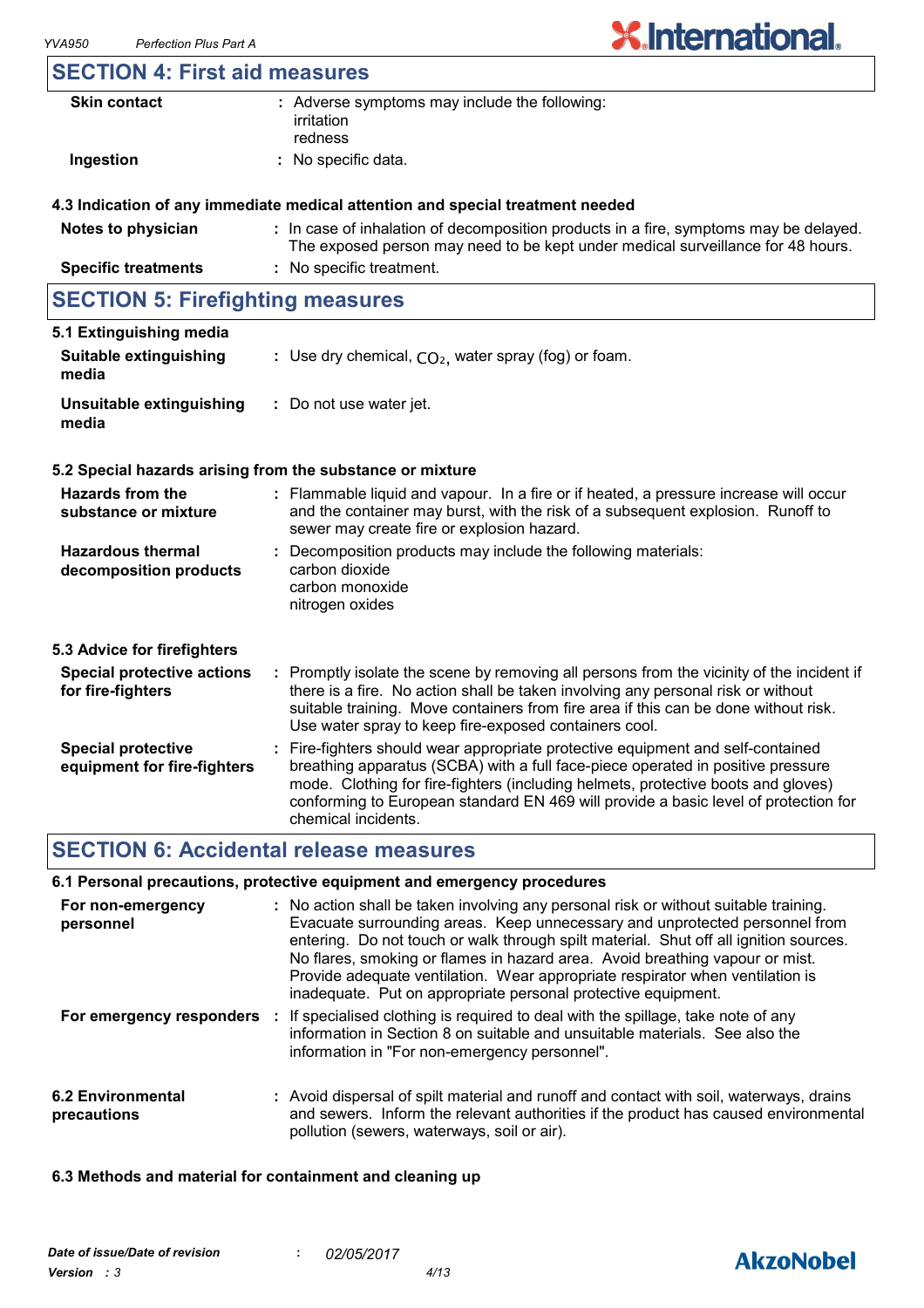## SECTION 4: First aid measures

| | |
|---|---|
| **Skin contact** | : Adverse symptoms may include the following:<br>irritation<br>redness |
| **Ingestion** | : No specific data. |

### 4.3 Indication of any immediate medical attention and special treatment needed

| | |
|---|---|
| **Notes to physician** | : In case of inhalation of decomposition products in a fire, symptoms may be delayed. The exposed person may need to be kept under medical surveillance for 48 hours. |
| **Specific treatments** | : No specific treatment. |

## SECTION 5: Firefighting measures

### 5.1 Extinguishing media

| | |
|---|---|
| **Suitable extinguishing media** | : Use dry chemical, $CO_2$, water spray (fog) or foam. |
| **Unsuitable extinguishing media** | : Do not use water jet. |

### 5.2 Special hazards arising from the substance or mixture

| | |
|---|---|
| **Hazards from the substance or mixture** | : Flammable liquid and vapour. In a fire or if heated, a pressure increase will occur and the container may burst, with the risk of a subsequent explosion. Runoff to sewer may create fire or explosion hazard. |
| **Hazardous thermal decomposition products** | : Decomposition products may include the following materials:<br>carbon dioxide<br>carbon monoxide<br>nitrogen oxides |

### 5.3 Advice for firefighters

| | |
|---|---|
| **Special protective actions for fire-fighters** | : Promptly isolate the scene by removing all persons from the vicinity of the incident if there is a fire. No action shall be taken involving any personal risk or without suitable training. Move containers from fire area if this can be done without risk. Use water spray to keep fire-exposed containers cool. |
| **Special protective equipment for fire-fighters** | : Fire-fighters should wear appropriate protective equipment and self-contained breathing apparatus (SCBA) with a full face-piece operated in positive pressure mode. Clothing for fire-fighters (including helmets, protective boots and gloves) conforming to European standard EN 469 will provide a basic level of protection for chemical incidents. |

## SECTION 6: Accidental release measures

### 6.1 Personal precautions, protective equipment and emergency procedures

| | |
|---|---|
| **For non-emergency personnel** | : No action shall be taken involving any personal risk or without suitable training. Evacuate surrounding areas. Keep unnecessary and unprotected personnel from entering. Do not touch or walk through spilt material. Shut off all ignition sources. No flares, smoking or flames in hazard area. Avoid breathing vapour or mist. Provide adequate ventilation. Wear appropriate respirator when ventilation is inadequate. Put on appropriate personal protective equipment. |
| **For emergency responders** | : If specialised clothing is required to deal with the spillage, take note of any information in Section 8 on suitable and unsuitable materials. See also the information in "For non-emergency personnel". |

| | |
|---|---|
| **6.2 Environmental precautions** | : Avoid dispersal of spilt material and runoff and contact with soil, waterways, drains and sewers. Inform the relevant authorities if the product has caused environmental pollution (sewers, waterways, soil or air). |

### 6.3 Methods and material for containment and cleaning up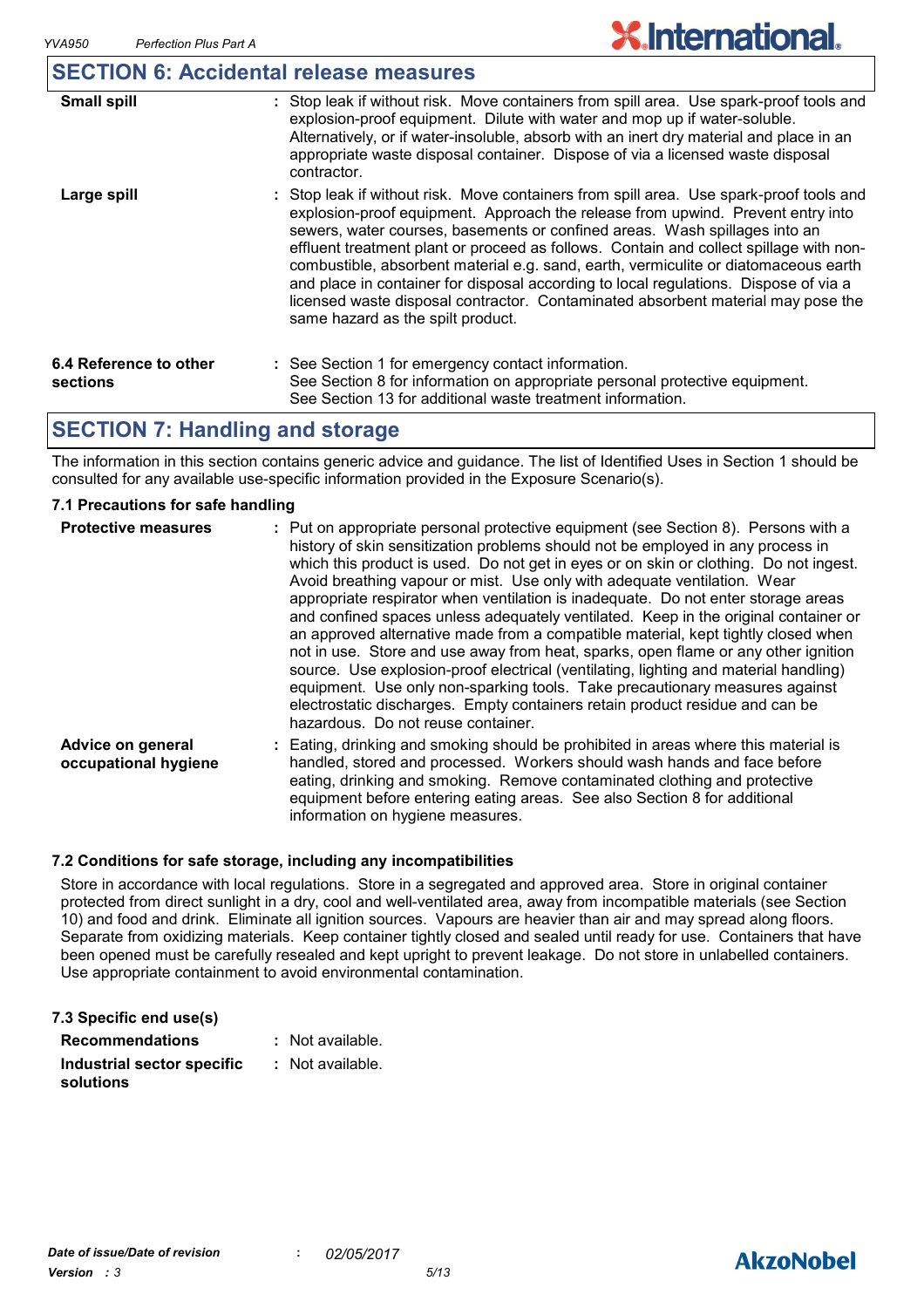## SECTION 6: Accidental release measures

| | |
|---|---|
| **Small spill** | : Stop leak if without risk. Move containers from spill area. Use spark-proof tools and explosion-proof equipment. Dilute with water and mop up if water-soluble. Alternatively, or if water-insoluble, absorb with an inert dry material and place in an appropriate waste disposal container. Dispose of via a licensed waste disposal contractor. |
| **Large spill** | : Stop leak if without risk. Move containers from spill area. Use spark-proof tools and explosion-proof equipment. Approach the release from upwind. Prevent entry into sewers, water courses, basements or confined areas. Wash spillages into an effluent treatment plant or proceed as follows. Contain and collect spillage with non-combustible, absorbent material e.g. sand, earth, vermiculite or diatomaceous earth and place in container for disposal according to local regulations. Dispose of via a licensed waste disposal contractor. Contaminated absorbent material may pose the same hazard as the spilt product. |

| | |
|---|---|
| **6.4 Reference to other sections** | : See Section 1 for emergency contact information.<br>See Section 8 for information on appropriate personal protective equipment.<br>See Section 13 for additional waste treatment information. |

## SECTION 7: Handling and storage

The information in this section contains generic advice and guidance. The list of Identified Uses in Section 1 should be consulted for any available use-specific information provided in the Exposure Scenario(s).

### 7.1 Precautions for safe handling

| | |
|---|---|
| **Protective measures** | : Put on appropriate personal protective equipment (see Section 8). Persons with a history of skin sensitization problems should not be employed in any process in which this product is used. Do not get in eyes or on skin or clothing. Do not ingest. Avoid breathing vapour or mist. Use only with adequate ventilation. Wear appropriate respirator when ventilation is inadequate. Do not enter storage areas and confined spaces unless adequately ventilated. Keep in the original container or an approved alternative made from a compatible material, kept tightly closed when not in use. Store and use away from heat, sparks, open flame or any other ignition source. Use explosion-proof electrical (ventilating, lighting and material handling) equipment. Use only non-sparking tools. Take precautionary measures against electrostatic discharges. Empty containers retain product residue and can be hazardous. Do not reuse container. |
| **Advice on general occupational hygiene** | : Eating, drinking and smoking should be prohibited in areas where this material is handled, stored and processed. Workers should wash hands and face before eating, drinking and smoking. Remove contaminated clothing and protective equipment before entering eating areas. See also Section 8 for additional information on hygiene measures. |

### 7.2 Conditions for safe storage, including any incompatibilities

Store in accordance with local regulations. Store in a segregated and approved area. Store in original container protected from direct sunlight in a dry, cool and well-ventilated area, away from incompatible materials (see Section 10) and food and drink. Eliminate all ignition sources. Vapours are heavier than air and may spread along floors. Separate from oxidizing materials. Keep container tightly closed and sealed until ready for use. Containers that have been opened must be carefully resealed and kept upright to prevent leakage. Do not store in unlabelled containers. Use appropriate containment to avoid environmental contamination.

### 7.3 Specific end use(s)

| | |
|---|---|
| **Recommendations** | : Not available. |
| **Industrial sector specific solutions** | : Not available. |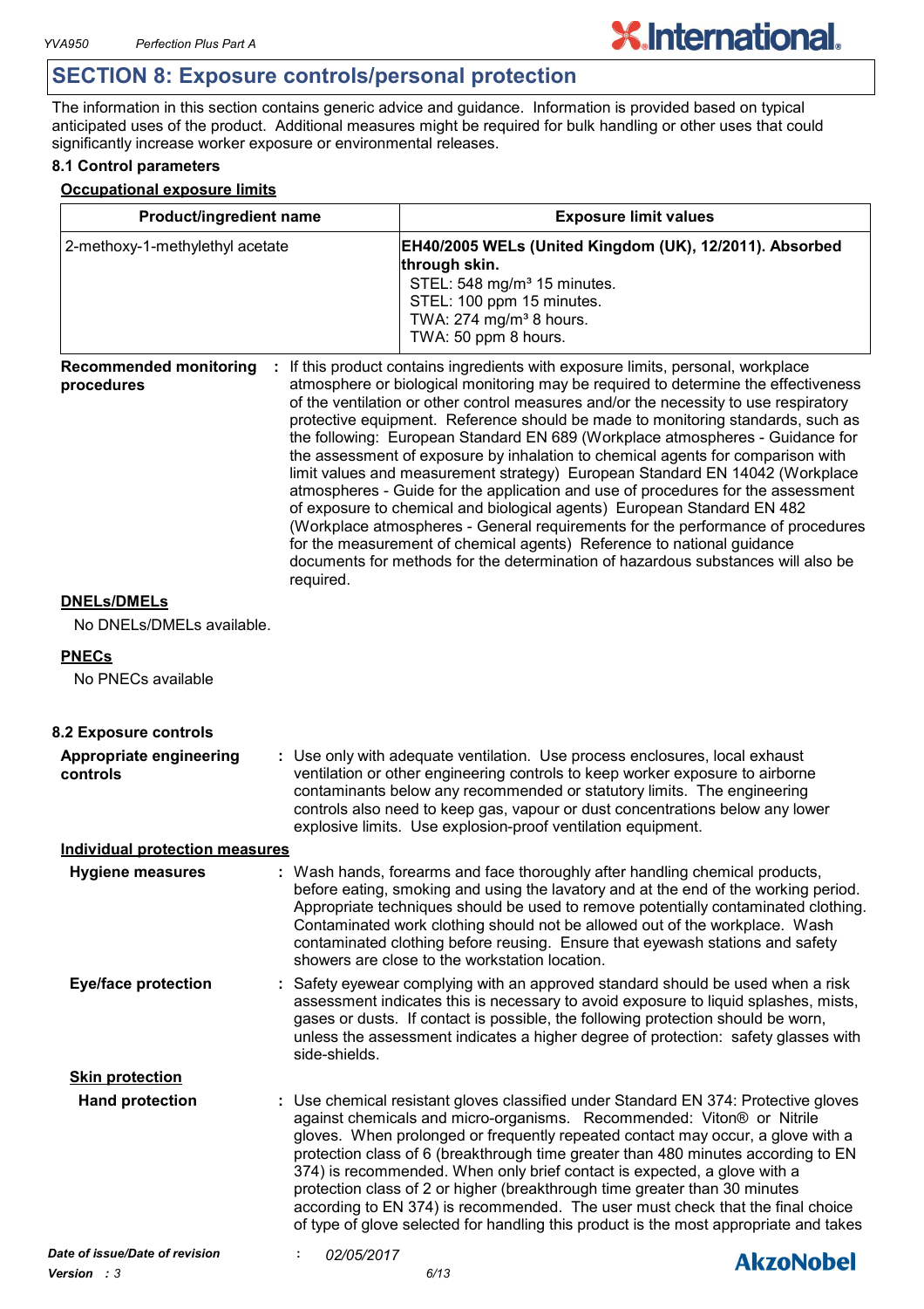## SECTION 8: Exposure controls/personal protection

The information in this section contains generic advice and guidance. Information is provided based on typical anticipated uses of the product. Additional measures might be required for bulk handling or other uses that could significantly increase worker exposure or environmental releases.

### 8.1 Control parameters

**Occupational exposure limits**

| Product/ingredient name | Exposure limit values |
|---|---|
| 2-methoxy-1-methylethyl acetate | **EH40/2005 WELs (United Kingdom (UK), 12/2011). Absorbed through skin.**<br>STEL: 548 mg/m³ 15 minutes.<br>STEL: 100 ppm 15 minutes.<br>TWA: 274 mg/m³ 8 hours.<br>TWA: 50 ppm 8 hours. |

**Recommended monitoring procedures** : If this product contains ingredients with exposure limits, personal, workplace atmosphere or biological monitoring may be required to determine the effectiveness of the ventilation or other control measures and/or the necessity to use respiratory protective equipment. Reference should be made to monitoring standards, such as the following: European Standard EN 689 (Workplace atmospheres - Guidance for the assessment of exposure by inhalation to chemical agents for comparison with limit values and measurement strategy) European Standard EN 14042 (Workplace atmospheres - Guide for the application and use of procedures for the assessment of exposure to chemical and biological agents) European Standard EN 482 (Workplace atmospheres - General requirements for the performance of procedures for the measurement of chemical agents) Reference to national guidance documents for methods for the determination of hazardous substances will also be required.

**DNELs/DMELs**

No DNELs/DMELs available.

**PNECs**

No PNECs available

### 8.2 Exposure controls

**Appropriate engineering controls** : Use only with adequate ventilation. Use process enclosures, local exhaust ventilation or other engineering controls to keep worker exposure to airborne contaminants below any recommended or statutory limits. The engineering controls also need to keep gas, vapour or dust concentrations below any lower explosive limits. Use explosion-proof ventilation equipment.

**Individual protection measures**

**Hygiene measures** : Wash hands, forearms and face thoroughly after handling chemical products, before eating, smoking and using the lavatory and at the end of the working period. Appropriate techniques should be used to remove potentially contaminated clothing. Contaminated work clothing should not be allowed out of the workplace. Wash contaminated clothing before reusing. Ensure that eyewash stations and safety showers are close to the workstation location.

**Eye/face protection** : Safety eyewear complying with an approved standard should be used when a risk assessment indicates this is necessary to avoid exposure to liquid splashes, mists, gases or dusts. If contact is possible, the following protection should be worn, unless the assessment indicates a higher degree of protection: safety glasses with side-shields.

**Skin protection**

**Hand protection** : Use chemical resistant gloves classified under Standard EN 374: Protective gloves against chemicals and micro-organisms. Recommended: Viton® or Nitrile gloves. When prolonged or frequently repeated contact may occur, a glove with a protection class of 6 (breakthrough time greater than 480 minutes according to EN 374) is recommended. When only brief contact is expected, a glove with a protection class of 2 or higher (breakthrough time greater than 30 minutes according to EN 374) is recommended. The user must check that the final choice of type of glove selected for handling this product is the most appropriate and takes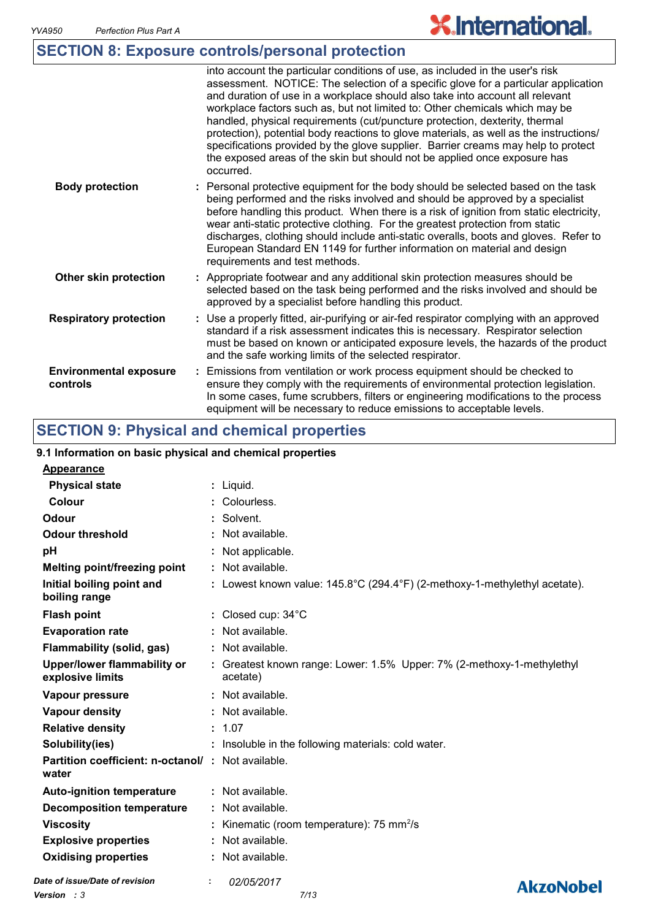## SECTION 8: Exposure controls/personal protection

|  |  |
|---|---|
|  | into account the particular conditions of use, as included in the user's risk assessment. NOTICE: The selection of a specific glove for a particular application and duration of use in a workplace should also take into account all relevant workplace factors such as, but not limited to: Other chemicals which may be handled, physical requirements (cut/puncture protection, dexterity, thermal protection), potential body reactions to glove materials, as well as the instructions/ specifications provided by the glove supplier. Barrier creams may help to protect the exposed areas of the skin but should not be applied once exposure has occurred. |
| **Body protection** | : Personal protective equipment for the body should be selected based on the task being performed and the risks involved and should be approved by a specialist before handling this product. When there is a risk of ignition from static electricity, wear anti-static protective clothing. For the greatest protection from static discharges, clothing should include anti-static overalls, boots and gloves. Refer to European Standard EN 1149 for further information on material and design requirements and test methods. |
| **Other skin protection** | : Appropriate footwear and any additional skin protection measures should be selected based on the task being performed and the risks involved and should be approved by a specialist before handling this product. |
| **Respiratory protection** | : Use a properly fitted, air-purifying or air-fed respirator complying with an approved standard if a risk assessment indicates this is necessary. Respirator selection must be based on known or anticipated exposure levels, the hazards of the product and the safe working limits of the selected respirator. |
| **Environmental exposure controls** | : Emissions from ventilation or work process equipment should be checked to ensure they comply with the requirements of environmental protection legislation. In some cases, fume scrubbers, filters or engineering modifications to the process equipment will be necessary to reduce emissions to acceptable levels. |

## SECTION 9: Physical and chemical properties

### 9.1 Information on basic physical and chemical properties

**Appearance**

|  |  |
|---|---|
| **Physical state** | : Liquid. |
| **Colour** | : Colourless. |
| **Odour** | : Solvent. |
| **Odour threshold** | : Not available. |
| **pH** | : Not applicable. |
| **Melting point/freezing point** | : Not available. |
| **Initial boiling point and boiling range** | : Lowest known value: 145.8°C (294.4°F) (2-methoxy-1-methylethyl acetate). |
| **Flash point** | : Closed cup: 34°C |
| **Evaporation rate** | : Not available. |
| **Flammability (solid, gas)** | : Not available. |
| **Upper/lower flammability or explosive limits** | : Greatest known range: Lower: 1.5% Upper: 7% (2-methoxy-1-methylethyl acetate) |
| **Vapour pressure** | : Not available. |
| **Vapour density** | : Not available. |
| **Relative density** | : 1.07 |
| **Solubility(ies)** | : Insoluble in the following materials: cold water. |
| **Partition coefficient: n-octanol/ water** | : Not available. |
| **Auto-ignition temperature** | : Not available. |
| **Decomposition temperature** | : Not available. |
| **Viscosity** | : Kinematic (room temperature): 75 $mm^2/s$ |
| **Explosive properties** | : Not available. |
| **Oxidising properties** | : Not available. |

*Date of issue/Date of revision* : *02/05/2017*

*Version : 3*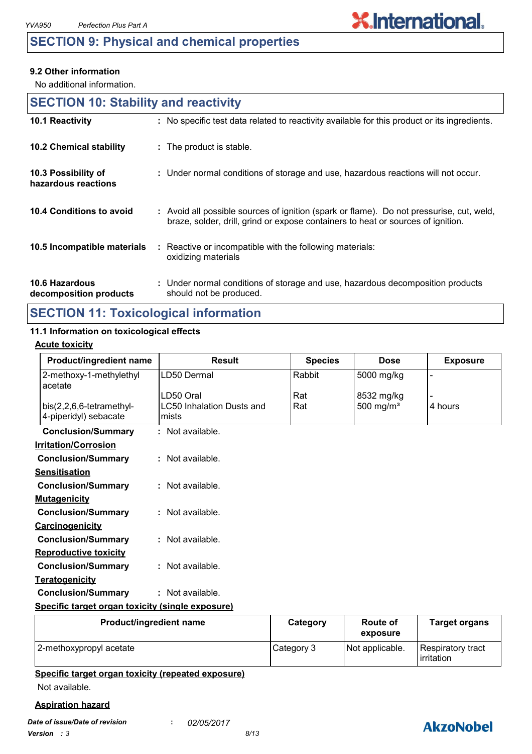## SECTION 9: Physical and chemical properties

### 9.2 Other information

No additional information.

## SECTION 10: Stability and reactivity

**10.1 Reactivity** : No specific test data related to reactivity available for this product or its ingredients.

**10.2 Chemical stability** : The product is stable.

**10.3 Possibility of hazardous reactions** : Under normal conditions of storage and use, hazardous reactions will not occur.

**10.4 Conditions to avoid** : Avoid all possible sources of ignition (spark or flame). Do not pressurise, cut, weld, braze, solder, drill, grind or expose containers to heat or sources of ignition.

**10.5 Incompatible materials** : Reactive or incompatible with the following materials: oxidizing materials

**10.6 Hazardous decomposition products** : Under normal conditions of storage and use, hazardous decomposition products should not be produced.

## SECTION 11: Toxicological information

### 11.1 Information on toxicological effects

**Acute toxicity**

| Product/ingredient name | Result | Species | Dose | Exposure |
|---|---|---|---|---|
| 2-methoxy-1-methylethyl acetate | LD50 Dermal | Rabbit | 5000 mg/kg | - |
| | LD50 Oral | Rat | 8532 mg/kg | - |
| bis(2,2,6,6-tetramethyl-4-piperidyl) sebacate | LC50 Inhalation Dusts and mists | Rat | 500 mg/m³ | 4 hours |

**Conclusion/Summary** : Not available.

**Irritation/Corrosion**

**Conclusion/Summary** : Not available.

**Sensitisation**

**Conclusion/Summary** : Not available.

**Mutagenicity**

**Conclusion/Summary** : Not available.

**Carcinogenicity**

**Conclusion/Summary** : Not available.

**Reproductive toxicity**

**Conclusion/Summary** : Not available.

**Teratogenicity**

**Conclusion/Summary** : Not available.

**Specific target organ toxicity (single exposure)**

| Product/ingredient name | Category | Route of exposure | Target organs |
|---|---|---|---|
| 2-methoxypropyl acetate | Category 3 | Not applicable. | Respiratory tract irritation |

**Specific target organ toxicity (repeated exposure)**

Not available.

**Aspiration hazard**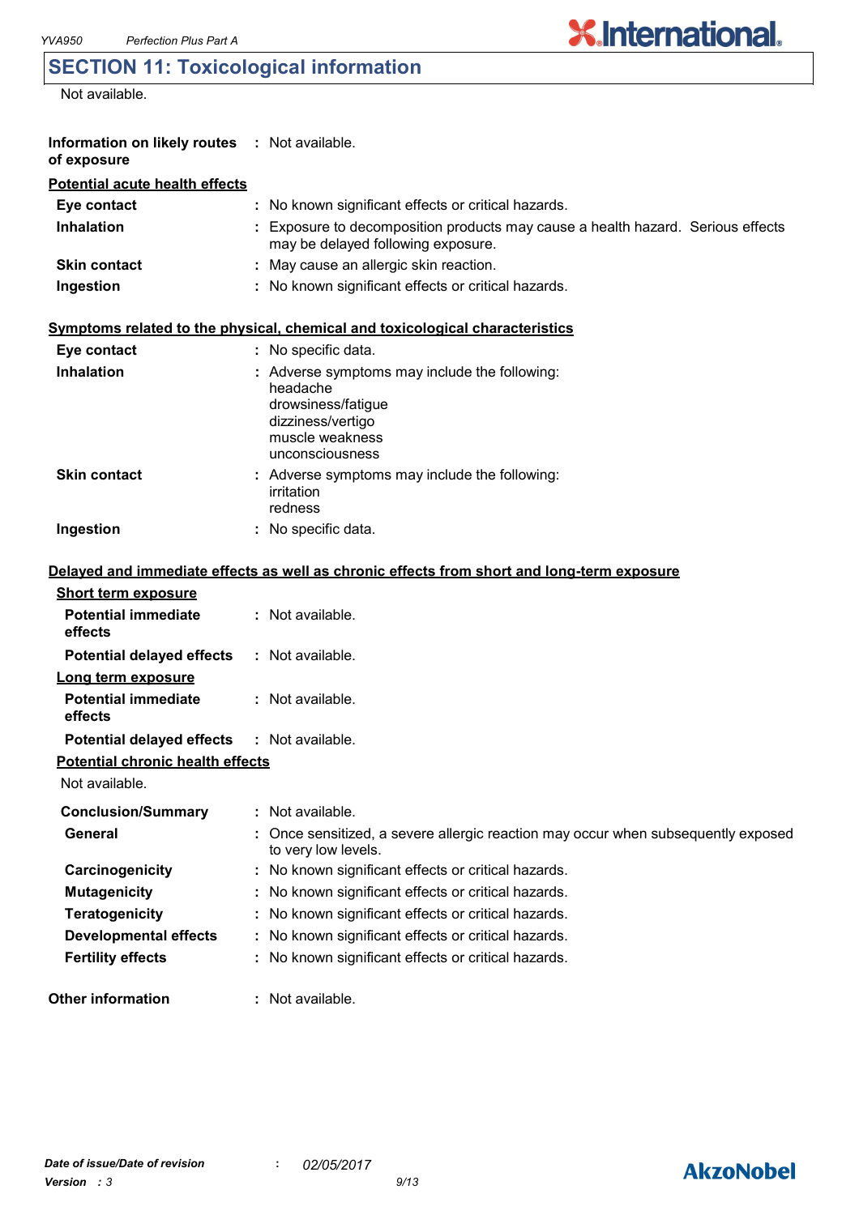## SECTION 11: Toxicological information

Not available.

**Information on likely routes of exposure** : Not available.

**Potential acute health effects**

| | |
|---|---|
| **Eye contact** | : No known significant effects or critical hazards. |
| **Inhalation** | : Exposure to decomposition products may cause a health hazard. Serious effects may be delayed following exposure. |
| **Skin contact** | : May cause an allergic skin reaction. |
| **Ingestion** | : No known significant effects or critical hazards. |

**Symptoms related to the physical, chemical and toxicological characteristics**

| | |
|---|---|
| **Eye contact** | : No specific data. |
| **Inhalation** | : Adverse symptoms may include the following:<br>headache<br>drowsiness/fatigue<br>dizziness/vertigo<br>muscle weakness<br>unconsciousness |
| **Skin contact** | : Adverse symptoms may include the following:<br>irritation<br>redness |
| **Ingestion** | : No specific data. |

**Delayed and immediate effects as well as chronic effects from short and long-term exposure**

**Short term exposure**

| | |
|---|---|
| **Potential immediate effects** | : Not available. |
| **Potential delayed effects** | : Not available. |

**Long term exposure**

| | |
|---|---|
| **Potential immediate effects** | : Not available. |
| **Potential delayed effects** | : Not available. |

**Potential chronic health effects**

Not available.

| | |
|---|---|
| **Conclusion/Summary** | : Not available. |
| **General** | : Once sensitized, a severe allergic reaction may occur when subsequently exposed to very low levels. |
| **Carcinogenicity** | : No known significant effects or critical hazards. |
| **Mutagenicity** | : No known significant effects or critical hazards. |
| **Teratogenicity** | : No known significant effects or critical hazards. |
| **Developmental effects** | : No known significant effects or critical hazards. |
| **Fertility effects** | : No known significant effects or critical hazards. |

**Other information** : Not available.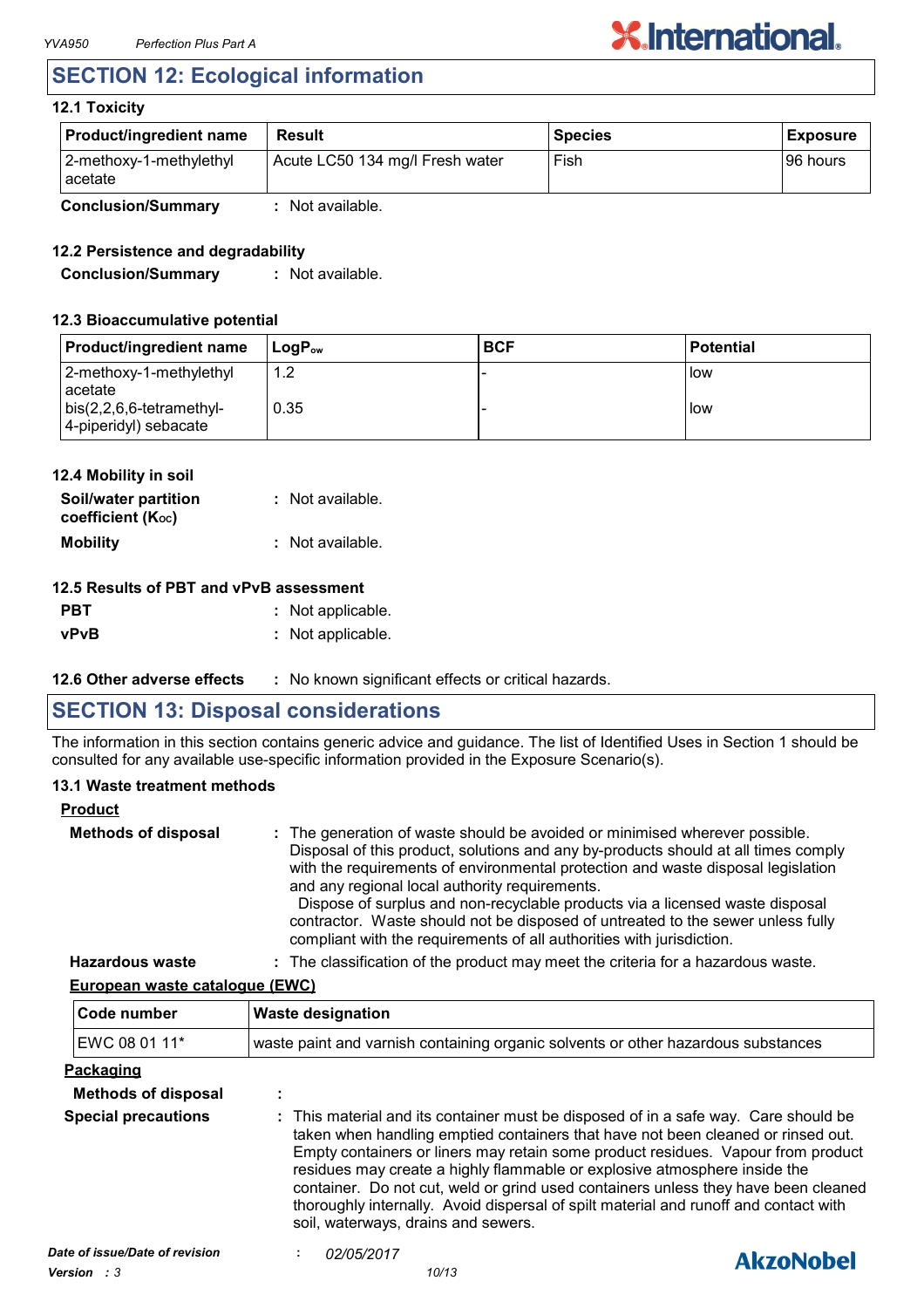## SECTION 12: Ecological information

### 12.1 Toxicity

| Product/ingredient name | Result | Species | Exposure |
|---|---|---|---|
| 2-methoxy-1-methylethyl acetate | Acute LC50 134 mg/l Fresh water | Fish | 96 hours |

**Conclusion/Summary** : Not available.

### 12.2 Persistence and degradability

**Conclusion/Summary** : Not available.

### 12.3 Bioaccumulative potential

| Product/ingredient name | $LogP_{ow}$ | BCF | Potential |
|---|---|---|---|
| 2-methoxy-1-methylethyl acetate | 1.2 | - | low |
| bis(2,2,6,6-tetramethyl-4-piperidyl) sebacate | 0.35 | - | low |

### 12.4 Mobility in soil

**Soil/water partition coefficient ($K_{OC}$)** : Not available.

**Mobility** : Not available.

### 12.5 Results of PBT and vPvB assessment

**PBT** : Not applicable.

**vPvB** : Not applicable.

### 12.6 Other adverse effects

**12.6 Other adverse effects** : No known significant effects or critical hazards.

## SECTION 13: Disposal considerations

The information in this section contains generic advice and guidance. The list of Identified Uses in Section 1 should be consulted for any available use-specific information provided in the Exposure Scenario(s).

### 13.1 Waste treatment methods

**Product**

**Methods of disposal** : The generation of waste should be avoided or minimised wherever possible. Disposal of this product, solutions and any by-products should at all times comply with the requirements of environmental protection and waste disposal legislation and any regional local authority requirements. Dispose of surplus and non-recyclable products via a licensed waste disposal contractor. Waste should not be disposed of untreated to the sewer unless fully compliant with the requirements of all authorities with jurisdiction.

**Hazardous waste** : The classification of the product may meet the criteria for a hazardous waste.

**European waste catalogue (EWC)**

| Code number | Waste designation |
|---|---|
| EWC 08 01 11* | waste paint and varnish containing organic solvents or other hazardous substances |

**Packaging**

**Methods of disposal** :

**Special precautions** : This material and its container must be disposed of in a safe way. Care should be taken when handling emptied containers that have not been cleaned or rinsed out. Empty containers or liners may retain some product residues. Vapour from product residues may create a highly flammable or explosive atmosphere inside the container. Do not cut, weld or grind used containers unless they have been cleaned thoroughly internally. Avoid dispersal of spilt material and runoff and contact with soil, waterways, drains and sewers.

*Date of issue/Date of revision* : *02/05/2017*

*Version : 3*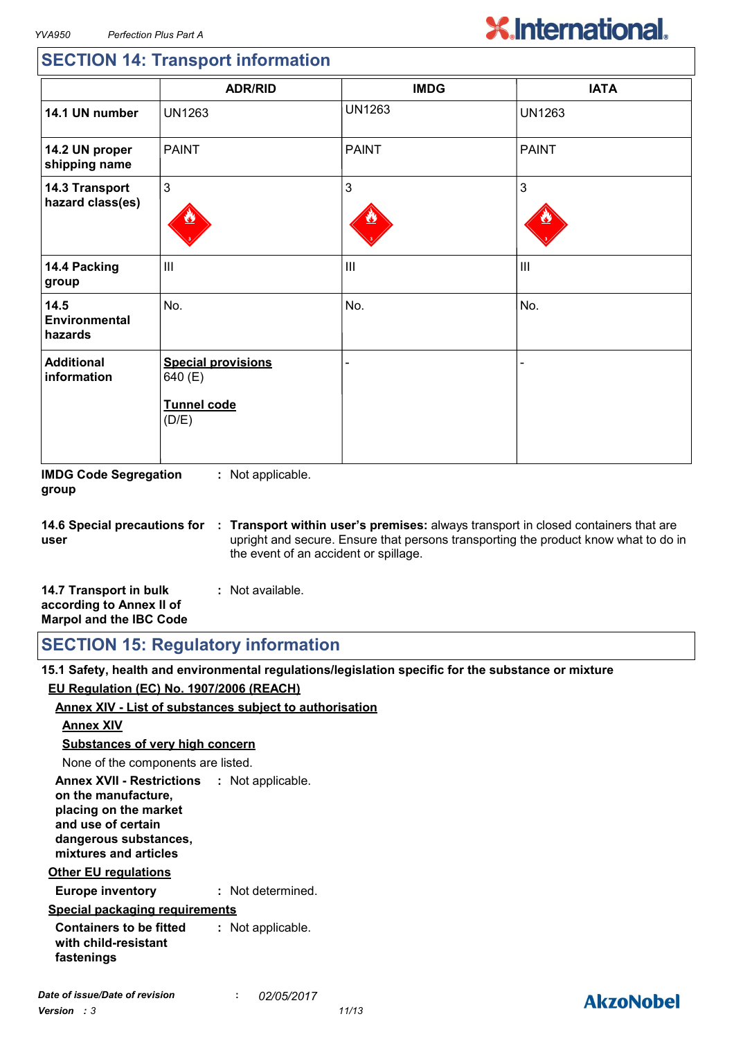## SECTION 14: Transport information

| | ADR/RID | IMDG | IATA |
|---|---|---|---|
| **14.1 UN number** | UN1263 | UN1263 | UN1263 |
| **14.2 UN proper shipping name** | PAINT | PAINT | PAINT |
| **14.3 Transport hazard class(es)** | 3 | 3 | 3 |
| **14.4 Packing group** | III | III | III |
| **14.5 Environmental hazards** | No. | No. | No. |
| **Additional information** | **Special provisions** 640 (E) **Tunnel code** (D/E) | - | - |

**IMDG Code Segregation group** : Not applicable.

**14.6 Special precautions for user** : **Transport within user's premises:** always transport in closed containers that are upright and secure. Ensure that persons transporting the product know what to do in the event of an accident or spillage.

**14.7 Transport in bulk according to Annex II of Marpol and the IBC Code** : Not available.

## SECTION 15: Regulatory information

**15.1 Safety, health and environmental regulations/legislation specific for the substance or mixture**

**EU Regulation (EC) No. 1907/2006 (REACH)**

**Annex XIV - List of substances subject to authorisation**

**Annex XIV**

**Substances of very high concern**

None of the components are listed.

**Annex XVII - Restrictions on the manufacture, placing on the market and use of certain dangerous substances, mixtures and articles** : Not applicable.

**Other EU regulations**

**Europe inventory** : Not determined.

**Special packaging requirements**

**Containers to be fitted with child-resistant fastenings** : Not applicable.

*Date of issue/Date of revision* : *02/05/2017*

*Version* : *3*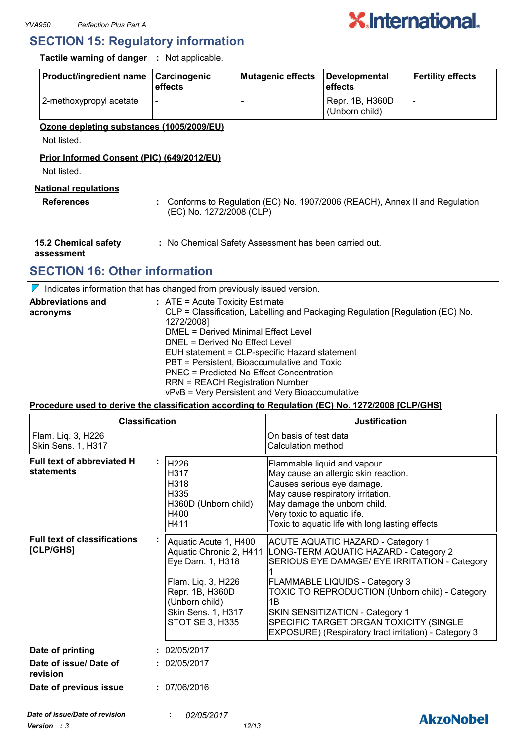## SECTION 15: Regulatory information

**Tactile warning of danger** : Not applicable.

| Product/ingredient name | Carcinogenic effects | Mutagenic effects | Developmental effects | Fertility effects |
|---|---|---|---|---|
| 2-methoxypropyl acetate | - | - | Repr. 1B, H360D (Unborn child) | - |

**Ozone depleting substances (1005/2009/EU)**

Not listed.

**Prior Informed Consent (PIC) (649/2012/EU)**

Not listed.

**National regulations**

**References** : Conforms to Regulation (EC) No. 1907/2006 (REACH), Annex II and Regulation (EC) No. 1272/2008 (CLP)

**15.2 Chemical safety assessment** : No Chemical Safety Assessment has been carried out.

## SECTION 16: Other information

Indicates information that has changed from previously issued version.

**Abbreviations and acronyms** :
ATE = Acute Toxicity Estimate
CLP = Classification, Labelling and Packaging Regulation [Regulation (EC) No. 1272/2008]
DMEL = Derived Minimal Effect Level
DNEL = Derived No Effect Level
EUH statement = CLP-specific Hazard statement
PBT = Persistent, Bioaccumulative and Toxic
PNEC = Predicted No Effect Concentration
RRN = REACH Registration Number
vPvB = Very Persistent and Very Bioaccumulative

**Procedure used to derive the classification according to Regulation (EC) No. 1272/2008 [CLP/GHS]**

| Classification | Justification |
|---|---|
| Flam. Liq. 3, H226<br>Skin Sens. 1, H317 | On basis of test data<br>Calculation method |

**Full text of abbreviated H statements** :

| | |
|---|---|
| H226 | Flammable liquid and vapour. |
| H317 | May cause an allergic skin reaction. |
| H318 | Causes serious eye damage. |
| H335 | May cause respiratory irritation. |
| H360D (Unborn child) | May damage the unborn child. |
| H400 | Very toxic to aquatic life. |
| H411 | Toxic to aquatic life with long lasting effects. |

**Full text of classifications [CLP/GHS]** :

| | |
|---|---|
| Aquatic Acute 1, H400 | ACUTE AQUATIC HAZARD - Category 1 |
| Aquatic Chronic 2, H411 | LONG-TERM AQUATIC HAZARD - Category 2 |
| Eye Dam. 1, H318 | SERIOUS EYE DAMAGE/ EYE IRRITATION - Category 1 |
| Flam. Liq. 3, H226 | FLAMMABLE LIQUIDS - Category 3 |
| Repr. 1B, H360D (Unborn child) | TOXIC TO REPRODUCTION (Unborn child) - Category 1B |
| Skin Sens. 1, H317 | SKIN SENSITIZATION - Category 1 |
| STOT SE 3, H335 | SPECIFIC TARGET ORGAN TOXICITY (SINGLE EXPOSURE) (Respiratory tract irritation) - Category 3 |

**Date of printing** : 02/05/2017

**Date of issue/ Date of revision** : 02/05/2017

**Date of previous issue** : 07/06/2016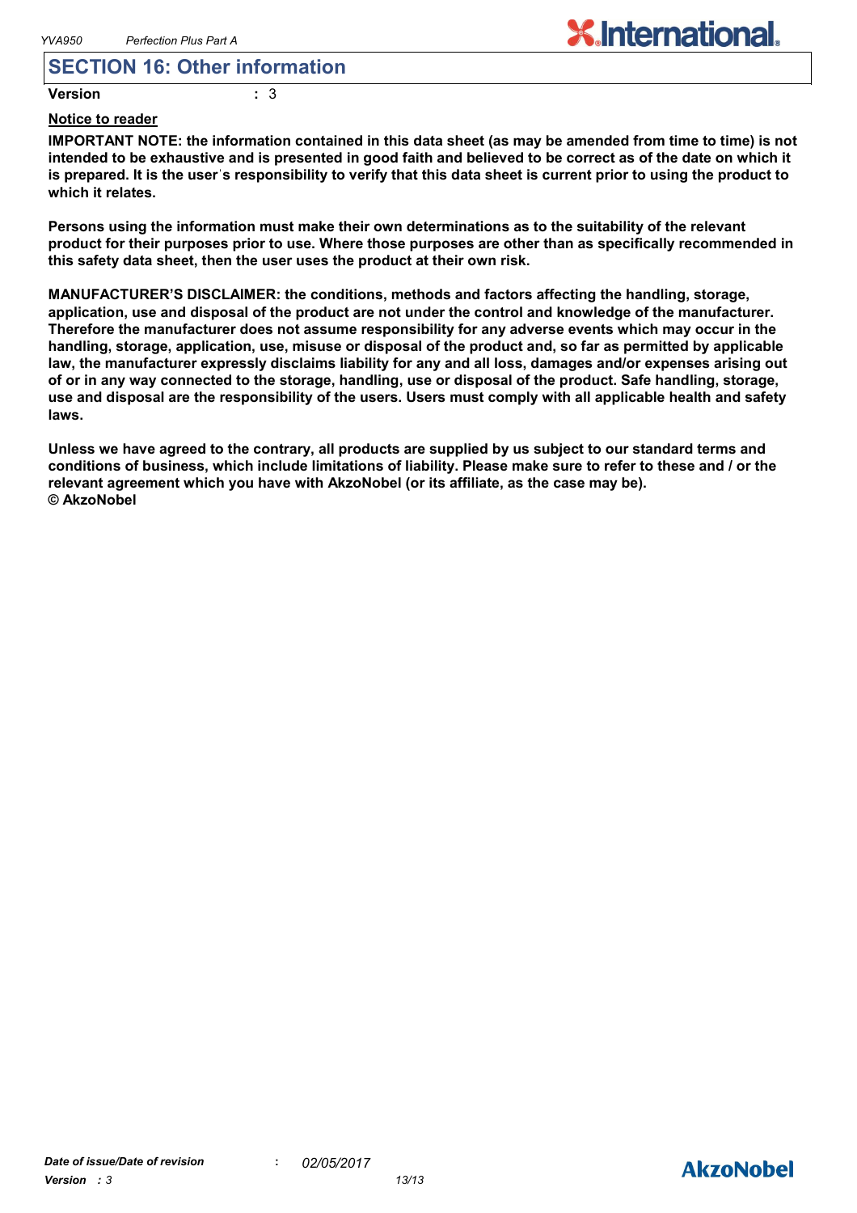## SECTION 16: Other information

**Version** **:** 3

**Notice to reader**

**IMPORTANT NOTE: the information contained in this data sheet (as may be amended from time to time) is not intended to be exhaustive and is presented in good faith and believed to be correct as of the date on which it is prepared. It is the user's responsibility to verify that this data sheet is current prior to using the product to which it relates.**

**Persons using the information must make their own determinations as to the suitability of the relevant product for their purposes prior to use. Where those purposes are other than as specifically recommended in this safety data sheet, then the user uses the product at their own risk.**

**MANUFACTURER'S DISCLAIMER: the conditions, methods and factors affecting the handling, storage, application, use and disposal of the product are not under the control and knowledge of the manufacturer. Therefore the manufacturer does not assume responsibility for any adverse events which may occur in the handling, storage, application, use, misuse or disposal of the product and, so far as permitted by applicable law, the manufacturer expressly disclaims liability for any and all loss, damages and/or expenses arising out of or in any way connected to the storage, handling, use or disposal of the product. Safe handling, storage, use and disposal are the responsibility of the users. Users must comply with all applicable health and safety laws.**

**Unless we have agreed to the contrary, all products are supplied by us subject to our standard terms and conditions of business, which include limitations of liability. Please make sure to refer to these and / or the relevant agreement which you have with AkzoNobel (or its affiliate, as the case may be).**
**© AkzoNobel**